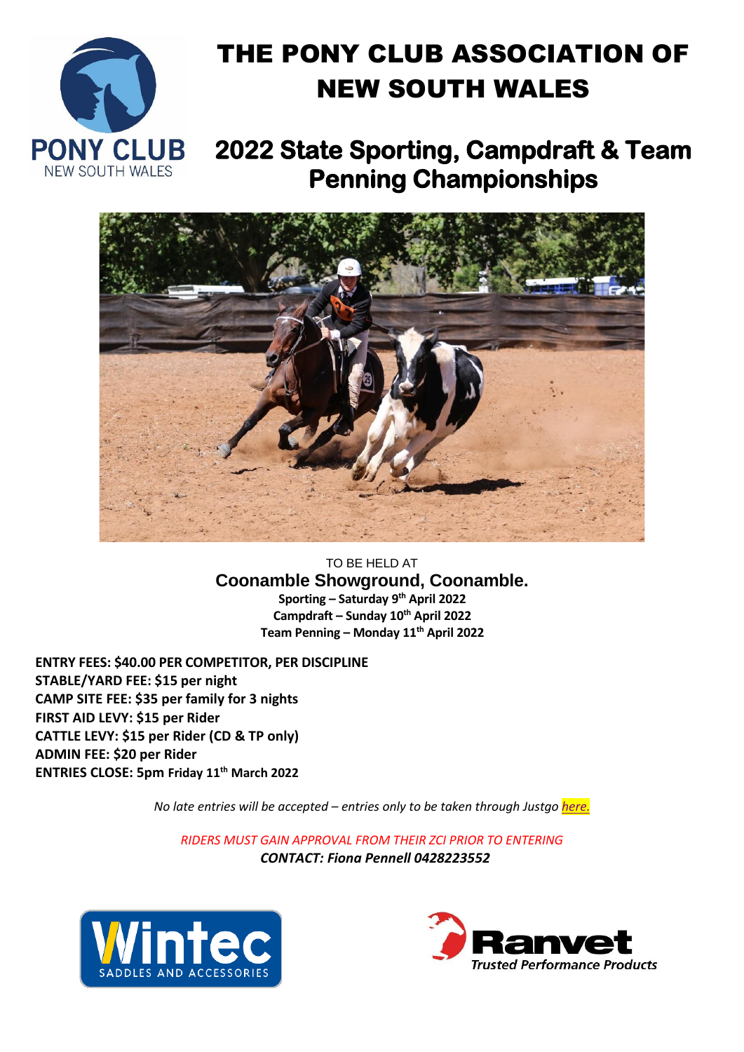# THE PONY CLUB ASSOCIATION OF NEW SOUTH WALES

## 2022 State Sporting, Campdraft & Team Penning Championships

TO BE HELD AT

**Coonamble Showground, Coonamble.**

**Sporting – Saturday 9th April 2022**
**Campdraft – Sunday 10th April 2022**
**Team Penning – Monday 11th April 2022**

**ENTRY FEES: $40.00 PER COMPETITOR, PER DISCIPLINE**
**STABLE/YARD FEE: $15 per night**
**CAMP SITE FEE: $35 per family for 3 nights**
**FIRST AID LEVY: $15 per Rider**
**CATTLE LEVY: $15 per Rider (CD & TP only)**
**ADMIN FEE: $20 per Rider**
**ENTRIES CLOSE: 5pm Friday 11th March 2022**

*No late entries will be accepted – entries only to be taken through Justgo here.*

*RIDERS MUST GAIN APPROVAL FROM THEIR ZCI PRIOR TO ENTERING*
***CONTACT: Fiona Pennell 0428223552***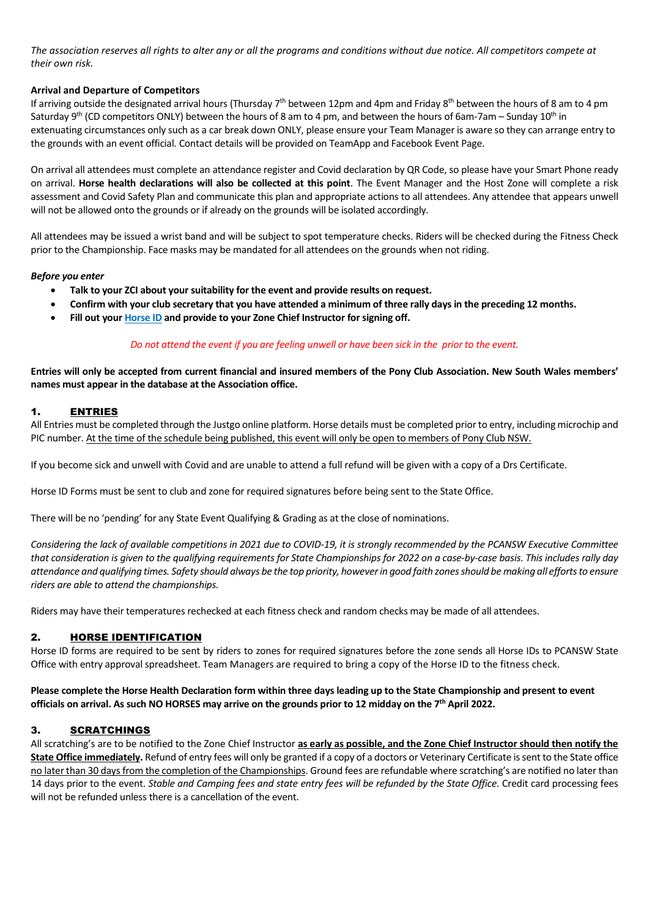*The association reserves all rights to alter any or all the programs and conditions without due notice. All competitors compete at their own risk.*

**Arrival and Departure of Competitors**

If arriving outside the designated arrival hours (Thursday 7th between 12pm and 4pm and Friday 8th between the hours of 8 am to 4 pm Saturday 9th (CD competitors ONLY) between the hours of 8 am to 4 pm, and between the hours of 6am-7am – Sunday 10th in extenuating circumstances only such as a car break down ONLY, please ensure your Team Manager is aware so they can arrange entry to the grounds with an event official. Contact details will be provided on TeamApp and Facebook Event Page.

On arrival all attendees must complete an attendance register and Covid declaration by QR Code, so please have your Smart Phone ready on arrival. **Horse health declarations will also be collected at this point**. The Event Manager and the Host Zone will complete a risk assessment and Covid Safety Plan and communicate this plan and appropriate actions to all attendees. Any attendee that appears unwell will not be allowed onto the grounds or if already on the grounds will be isolated accordingly.

All attendees may be issued a wrist band and will be subject to spot temperature checks. Riders will be checked during the Fitness Check prior to the Championship. Face masks may be mandated for all attendees on the grounds when not riding.

***Before you enter***

- **Talk to your ZCI about your suitability for the event and provide results on request.**
- **Confirm with your club secretary that you have attended a minimum of three rally days in the preceding 12 months.**
- **Fill out your Horse ID and provide to your Zone Chief Instructor for signing off.**

*Do not attend the event if you are feeling unwell or have been sick in the prior to the event.*

**Entries will only be accepted from current financial and insured members of the Pony Club Association. New South Wales members' names must appear in the database at the Association office.**

## 1. ENTRIES

All Entries must be completed through the Justgo online platform. Horse details must be completed prior to entry, including microchip and PIC number. At the time of the schedule being published, this event will only be open to members of Pony Club NSW.

If you become sick and unwell with Covid and are unable to attend a full refund will be given with a copy of a Drs Certificate.

Horse ID Forms must be sent to club and zone for required signatures before being sent to the State Office.

There will be no 'pending' for any State Event Qualifying & Grading as at the close of nominations.

*Considering the lack of available competitions in 2021 due to COVID-19, it is strongly recommended by the PCANSW Executive Committee that consideration is given to the qualifying requirements for State Championships for 2022 on a case-by-case basis. This includes rally day attendance and qualifying times. Safety should always be the top priority, however in good faith zones should be making all efforts to ensure riders are able to attend the championships.*

Riders may have their temperatures rechecked at each fitness check and random checks may be made of all attendees.

## 2. HORSE IDENTIFICATION

Horse ID forms are required to be sent by riders to zones for required signatures before the zone sends all Horse IDs to PCANSW State Office with entry approval spreadsheet. Team Managers are required to bring a copy of the Horse ID to the fitness check.

**Please complete the Horse Health Declaration form within three days leading up to the State Championship and present to event officials on arrival. As such NO HORSES may arrive on the grounds prior to 12 midday on the 7th April 2022.**

## 3. SCRATCHINGS

All scratching's are to be notified to the Zone Chief Instructor **as early as possible, and the Zone Chief Instructor should then notify the State Office immediately.** Refund of entry fees will only be granted if a copy of a doctors or Veterinary Certificate is sent to the State office no later than 30 days from the completion of the Championships. Ground fees are refundable where scratching's are notified no later than 14 days prior to the event. *Stable and Camping fees and state entry fees will be refunded by the State Office.* Credit card processing fees will not be refunded unless there is a cancellation of the event.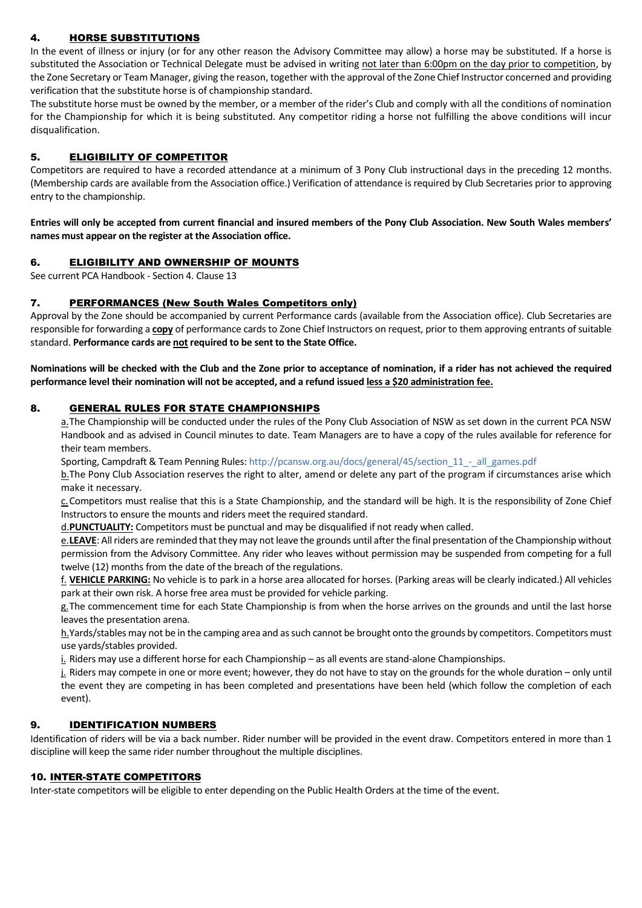## 4. HORSE SUBSTITUTIONS

In the event of illness or injury (or for any other reason the Advisory Committee may allow) a horse may be substituted. If a horse is substituted the Association or Technical Delegate must be advised in writing not later than 6:00pm on the day prior to competition, by the Zone Secretary or Team Manager, giving the reason, together with the approval of the Zone Chief Instructor concerned and providing verification that the substitute horse is of championship standard.

The substitute horse must be owned by the member, or a member of the rider's Club and comply with all the conditions of nomination for the Championship for which it is being substituted. Any competitor riding a horse not fulfilling the above conditions will incur disqualification.

## 5. ELIGIBILITY OF COMPETITOR

Competitors are required to have a recorded attendance at a minimum of 3 Pony Club instructional days in the preceding 12 months. (Membership cards are available from the Association office.) Verification of attendance is required by Club Secretaries prior to approving entry to the championship.

**Entries will only be accepted from current financial and insured members of the Pony Club Association. New South Wales members' names must appear on the register at the Association office.**

## 6. ELIGIBILITY AND OWNERSHIP OF MOUNTS

See current PCA Handbook - Section 4. Clause 13

## 7. PERFORMANCES (New South Wales Competitors only)

Approval by the Zone should be accompanied by current Performance cards (available from the Association office). Club Secretaries are responsible for forwarding a **copy** of performance cards to Zone Chief Instructors on request, prior to them approving entrants of suitable standard. **Performance cards are not required to be sent to the State Office.**

**Nominations will be checked with the Club and the Zone prior to acceptance of nomination, if a rider has not achieved the required performance level their nomination will not be accepted, and a refund issued less a $20 administration fee.**

## 8. GENERAL RULES FOR STATE CHAMPIONSHIPS

a. The Championship will be conducted under the rules of the Pony Club Association of NSW as set down in the current PCA NSW Handbook and as advised in Council minutes to date. Team Managers are to have a copy of the rules available for reference for their team members.

Sporting, Campdraft & Team Penning Rules: http://pcansw.org.au/docs/general/45/section_11_-_all_games.pdf

b. The Pony Club Association reserves the right to alter, amend or delete any part of the program if circumstances arise which make it necessary.

c. Competitors must realise that this is a State Championship, and the standard will be high. It is the responsibility of Zone Chief Instructors to ensure the mounts and riders meet the required standard.

d. **PUNCTUALITY:** Competitors must be punctual and may be disqualified if not ready when called.

e. **LEAVE**: All riders are reminded that they may not leave the grounds until after the final presentation of the Championship without permission from the Advisory Committee. Any rider who leaves without permission may be suspended from competing for a full twelve (12) months from the date of the breach of the regulations.

f. **VEHICLE PARKING:** No vehicle is to park in a horse area allocated for horses. (Parking areas will be clearly indicated.) All vehicles park at their own risk. A horse free area must be provided for vehicle parking.

g. The commencement time for each State Championship is from when the horse arrives on the grounds and until the last horse leaves the presentation arena.

h. Yards/stables may not be in the camping area and as such cannot be brought onto the grounds by competitors. Competitors must use yards/stables provided.

i. Riders may use a different horse for each Championship – as all events are stand-alone Championships.

j. Riders may compete in one or more event; however, they do not have to stay on the grounds for the whole duration – only until the event they are competing in has been completed and presentations have been held (which follow the completion of each event).

## 9. IDENTIFICATION NUMBERS

Identification of riders will be via a back number. Rider number will be provided in the event draw. Competitors entered in more than 1 discipline will keep the same rider number throughout the multiple disciplines.

## 10. INTER-STATE COMPETITORS

Inter-state competitors will be eligible to enter depending on the Public Health Orders at the time of the event.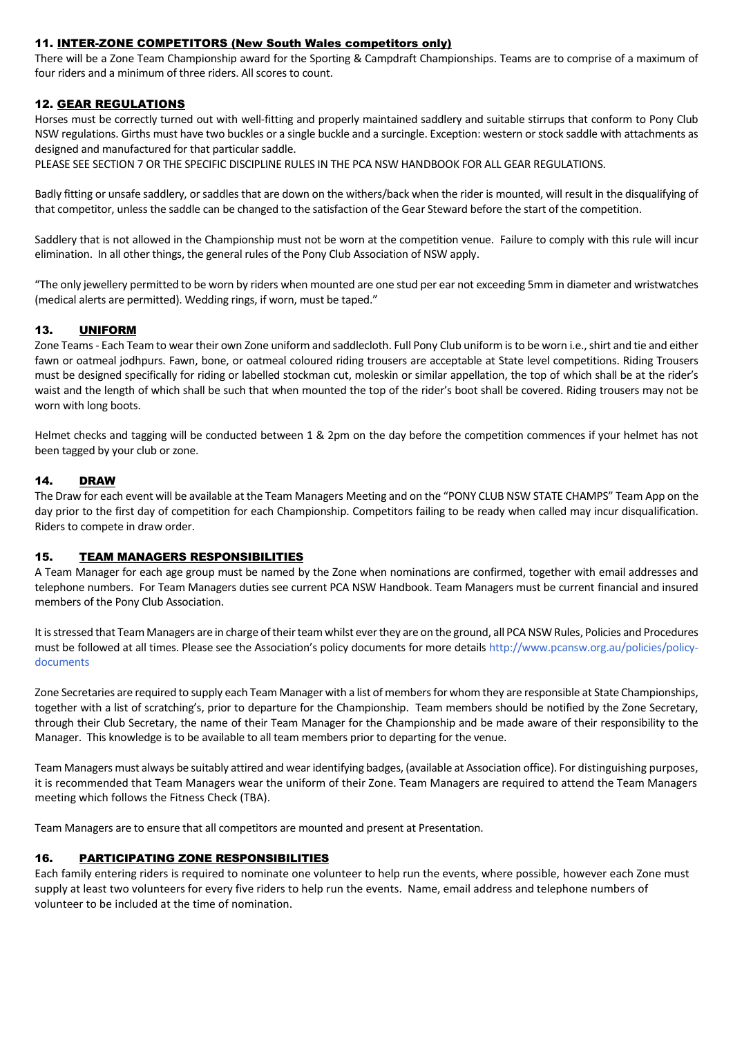## 11. INTER-ZONE COMPETITORS (New South Wales competitors only)

There will be a Zone Team Championship award for the Sporting & Campdraft Championships. Teams are to comprise of a maximum of four riders and a minimum of three riders. All scores to count.

## 12. GEAR REGULATIONS

Horses must be correctly turned out with well-fitting and properly maintained saddlery and suitable stirrups that conform to Pony Club NSW regulations. Girths must have two buckles or a single buckle and a surcingle. Exception: western or stock saddle with attachments as designed and manufactured for that particular saddle.

PLEASE SEE SECTION 7 OR THE SPECIFIC DISCIPLINE RULES IN THE PCA NSW HANDBOOK FOR ALL GEAR REGULATIONS.

Badly fitting or unsafe saddlery, or saddles that are down on the withers/back when the rider is mounted, will result in the disqualifying of that competitor, unless the saddle can be changed to the satisfaction of the Gear Steward before the start of the competition.

Saddlery that is not allowed in the Championship must not be worn at the competition venue. Failure to comply with this rule will incur elimination. In all other things, the general rules of the Pony Club Association of NSW apply.

"The only jewellery permitted to be worn by riders when mounted are one stud per ear not exceeding 5mm in diameter and wristwatches (medical alerts are permitted). Wedding rings, if worn, must be taped."

## 13. UNIFORM

Zone Teams - Each Team to wear their own Zone uniform and saddlecloth. Full Pony Club uniform is to be worn i.e., shirt and tie and either fawn or oatmeal jodhpurs. Fawn, bone, or oatmeal coloured riding trousers are acceptable at State level competitions. Riding Trousers must be designed specifically for riding or labelled stockman cut, moleskin or similar appellation, the top of which shall be at the rider's waist and the length of which shall be such that when mounted the top of the rider's boot shall be covered. Riding trousers may not be worn with long boots.

Helmet checks and tagging will be conducted between 1 & 2pm on the day before the competition commences if your helmet has not been tagged by your club or zone.

## 14. DRAW

The Draw for each event will be available at the Team Managers Meeting and on the "PONY CLUB NSW STATE CHAMPS" Team App on the day prior to the first day of competition for each Championship. Competitors failing to be ready when called may incur disqualification. Riders to compete in draw order.

## 15. TEAM MANAGERS RESPONSIBILITIES

A Team Manager for each age group must be named by the Zone when nominations are confirmed, together with email addresses and telephone numbers. For Team Managers duties see current PCA NSW Handbook. Team Managers must be current financial and insured members of the Pony Club Association.

It is stressed that Team Managers are in charge of their team whilst ever they are on the ground, all PCA NSW Rules, Policies and Procedures must be followed at all times. Please see the Association's policy documents for more details http://www.pcansw.org.au/policies/policy-documents

Zone Secretaries are required to supply each Team Manager with a list of members for whom they are responsible at State Championships, together with a list of scratching's, prior to departure for the Championship. Team members should be notified by the Zone Secretary, through their Club Secretary, the name of their Team Manager for the Championship and be made aware of their responsibility to the Manager. This knowledge is to be available to all team members prior to departing for the venue.

Team Managers must always be suitably attired and wear identifying badges, (available at Association office). For distinguishing purposes, it is recommended that Team Managers wear the uniform of their Zone. Team Managers are required to attend the Team Managers meeting which follows the Fitness Check (TBA).

Team Managers are to ensure that all competitors are mounted and present at Presentation.

## 16. PARTICIPATING ZONE RESPONSIBILITIES

Each family entering riders is required to nominate one volunteer to help run the events, where possible, however each Zone must supply at least two volunteers for every five riders to help run the events. Name, email address and telephone numbers of volunteer to be included at the time of nomination.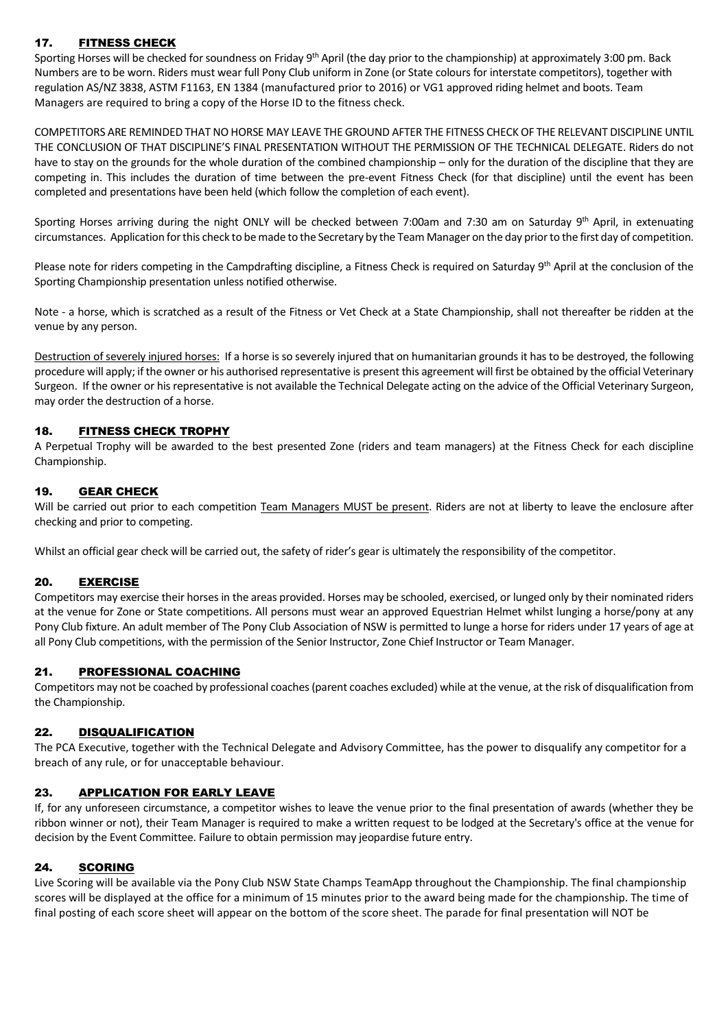## 17. FITNESS CHECK

Sporting Horses will be checked for soundness on Friday 9th April (the day prior to the championship) at approximately 3:00 pm. Back Numbers are to be worn. Riders must wear full Pony Club uniform in Zone (or State colours for interstate competitors), together with regulation AS/NZ 3838, ASTM F1163, EN 1384 (manufactured prior to 2016) or VG1 approved riding helmet and boots. Team Managers are required to bring a copy of the Horse ID to the fitness check.

COMPETITORS ARE REMINDED THAT NO HORSE MAY LEAVE THE GROUND AFTER THE FITNESS CHECK OF THE RELEVANT DISCIPLINE UNTIL THE CONCLUSION OF THAT DISCIPLINE'S FINAL PRESENTATION WITHOUT THE PERMISSION OF THE TECHNICAL DELEGATE. Riders do not have to stay on the grounds for the whole duration of the combined championship – only for the duration of the discipline that they are competing in. This includes the duration of time between the pre-event Fitness Check (for that discipline) until the event has been completed and presentations have been held (which follow the completion of each event).

Sporting Horses arriving during the night ONLY will be checked between 7:00am and 7:30 am on Saturday 9th April, in extenuating circumstances. Application for this check to be made to the Secretary by the Team Manager on the day prior to the first day of competition.

Please note for riders competing in the Campdrafting discipline, a Fitness Check is required on Saturday 9th April at the conclusion of the Sporting Championship presentation unless notified otherwise.

Note - a horse, which is scratched as a result of the Fitness or Vet Check at a State Championship, shall not thereafter be ridden at the venue by any person.

Destruction of severely injured horses: If a horse is so severely injured that on humanitarian grounds it has to be destroyed, the following procedure will apply; if the owner or his authorised representative is present this agreement will first be obtained by the official Veterinary Surgeon. If the owner or his representative is not available the Technical Delegate acting on the advice of the Official Veterinary Surgeon, may order the destruction of a horse.

## 18. FITNESS CHECK TROPHY

A Perpetual Trophy will be awarded to the best presented Zone (riders and team managers) at the Fitness Check for each discipline Championship.

## 19. GEAR CHECK

Will be carried out prior to each competition Team Managers MUST be present. Riders are not at liberty to leave the enclosure after checking and prior to competing.

Whilst an official gear check will be carried out, the safety of rider's gear is ultimately the responsibility of the competitor.

## 20. EXERCISE

Competitors may exercise their horses in the areas provided. Horses may be schooled, exercised, or lunged only by their nominated riders at the venue for Zone or State competitions. All persons must wear an approved Equestrian Helmet whilst lunging a horse/pony at any Pony Club fixture. An adult member of The Pony Club Association of NSW is permitted to lunge a horse for riders under 17 years of age at all Pony Club competitions, with the permission of the Senior Instructor, Zone Chief Instructor or Team Manager.

## 21. PROFESSIONAL COACHING

Competitors may not be coached by professional coaches (parent coaches excluded) while at the venue, at the risk of disqualification from the Championship.

## 22. DISQUALIFICATION

The PCA Executive, together with the Technical Delegate and Advisory Committee, has the power to disqualify any competitor for a breach of any rule, or for unacceptable behaviour.

## 23. APPLICATION FOR EARLY LEAVE

If, for any unforeseen circumstance, a competitor wishes to leave the venue prior to the final presentation of awards (whether they be ribbon winner or not), their Team Manager is required to make a written request to be lodged at the Secretary's office at the venue for decision by the Event Committee. Failure to obtain permission may jeopardise future entry.

## 24. SCORING

Live Scoring will be available via the Pony Club NSW State Champs TeamApp throughout the Championship. The final championship scores will be displayed at the office for a minimum of 15 minutes prior to the award being made for the championship. The time of final posting of each score sheet will appear on the bottom of the score sheet. The parade for final presentation will NOT be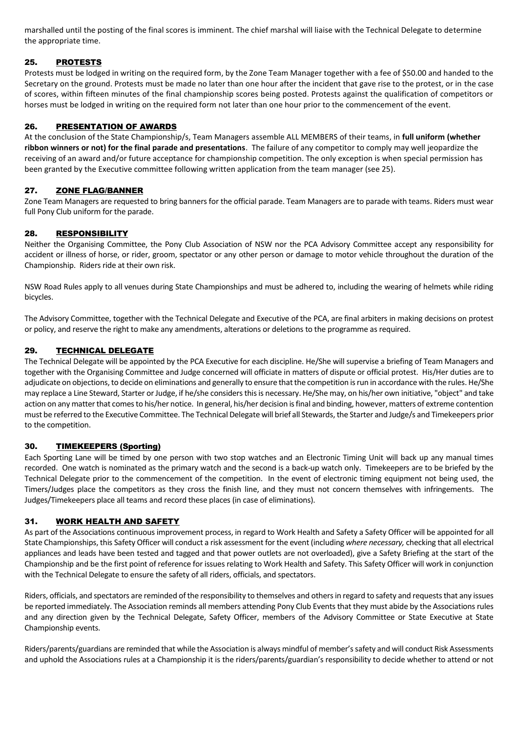marshalled until the posting of the final scores is imminent. The chief marshal will liaise with the Technical Delegate to determine the appropriate time.

## 25. PROTESTS

Protests must be lodged in writing on the required form, by the Zone Team Manager together with a fee of $50.00 and handed to the Secretary on the ground. Protests must be made no later than one hour after the incident that gave rise to the protest, or in the case of scores, within fifteen minutes of the final championship scores being posted. Protests against the qualification of competitors or horses must be lodged in writing on the required form not later than one hour prior to the commencement of the event.

## 26. PRESENTATION OF AWARDS

At the conclusion of the State Championship/s, Team Managers assemble ALL MEMBERS of their teams, in **full uniform (whether ribbon winners or not) for the final parade and presentations**. The failure of any competitor to comply may well jeopardize the receiving of an award and/or future acceptance for championship competition. The only exception is when special permission has been granted by the Executive committee following written application from the team manager (see 25).

## 27. ZONE FLAG/BANNER

Zone Team Managers are requested to bring banners for the official parade. Team Managers are to parade with teams. Riders must wear full Pony Club uniform for the parade.

## 28. RESPONSIBILITY

Neither the Organising Committee, the Pony Club Association of NSW nor the PCA Advisory Committee accept any responsibility for accident or illness of horse, or rider, groom, spectator or any other person or damage to motor vehicle throughout the duration of the Championship. Riders ride at their own risk.

NSW Road Rules apply to all venues during State Championships and must be adhered to, including the wearing of helmets while riding bicycles.

The Advisory Committee, together with the Technical Delegate and Executive of the PCA, are final arbiters in making decisions on protest or policy, and reserve the right to make any amendments, alterations or deletions to the programme as required.

## 29. TECHNICAL DELEGATE

The Technical Delegate will be appointed by the PCA Executive for each discipline. He/She will supervise a briefing of Team Managers and together with the Organising Committee and Judge concerned will officiate in matters of dispute or official protest. His/Her duties are to adjudicate on objections, to decide on eliminations and generally to ensure that the competition is run in accordance with the rules. He/She may replace a Line Steward, Starter or Judge, if he/she considers this is necessary. He/She may, on his/her own initiative, "object" and take action on any matter that comes to his/her notice. In general, his/her decision is final and binding, however, matters of extreme contention must be referred to the Executive Committee. The Technical Delegate will brief all Stewards, the Starter and Judge/s and Timekeepers prior to the competition.

## 30. TIMEKEEPERS (Sporting)

Each Sporting Lane will be timed by one person with two stop watches and an Electronic Timing Unit will back up any manual times recorded. One watch is nominated as the primary watch and the second is a back-up watch only. Timekeepers are to be briefed by the Technical Delegate prior to the commencement of the competition. In the event of electronic timing equipment not being used, the Timers/Judges place the competitors as they cross the finish line, and they must not concern themselves with infringements. The Judges/Timekeepers place all teams and record these places (in case of eliminations).

## 31. WORK HEALTH AND SAFETY

As part of the Associations continuous improvement process, in regard to Work Health and Safety a Safety Officer will be appointed for all State Championships, this Safety Officer will conduct a risk assessment for the event (including *where necessary,* checking that all electrical appliances and leads have been tested and tagged and that power outlets are not overloaded), give a Safety Briefing at the start of the Championship and be the first point of reference for issues relating to Work Health and Safety. This Safety Officer will work in conjunction with the Technical Delegate to ensure the safety of all riders, officials, and spectators.

Riders, officials, and spectators are reminded of the responsibility to themselves and others in regard to safety and requests that any issues be reported immediately. The Association reminds all members attending Pony Club Events that they must abide by the Associations rules and any direction given by the Technical Delegate, Safety Officer, members of the Advisory Committee or State Executive at State Championship events.

Riders/parents/guardians are reminded that while the Association is always mindful of member's safety and will conduct Risk Assessments and uphold the Associations rules at a Championship it is the riders/parents/guardian's responsibility to decide whether to attend or not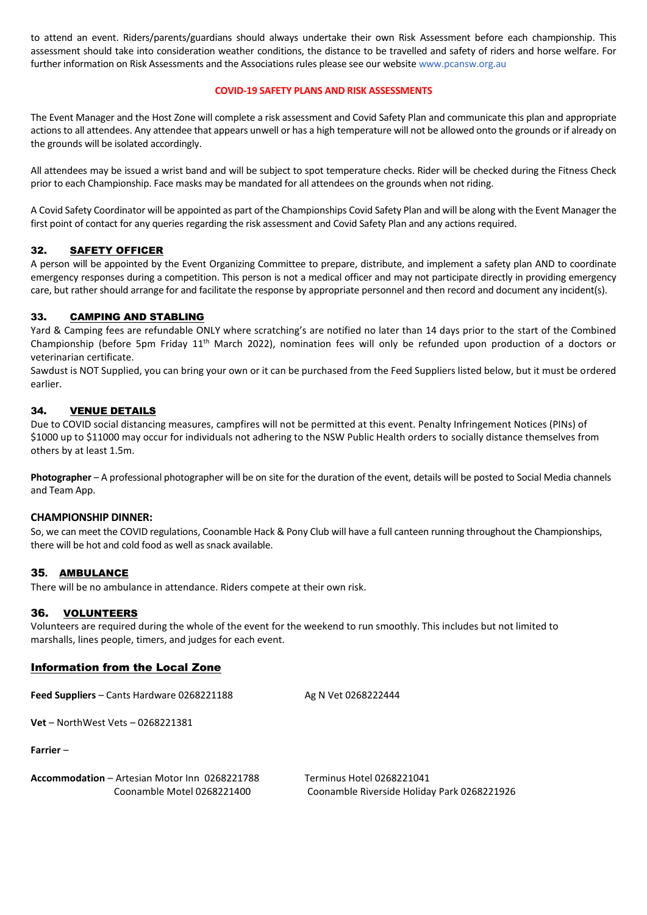to attend an event. Riders/parents/guardians should always undertake their own Risk Assessment before each championship. This assessment should take into consideration weather conditions, the distance to be travelled and safety of riders and horse welfare. For further information on Risk Assessments and the Associations rules please see our website www.pcansw.org.au

**COVID-19 SAFETY PLANS AND RISK ASSESSMENTS**

The Event Manager and the Host Zone will complete a risk assessment and Covid Safety Plan and communicate this plan and appropriate actions to all attendees. Any attendee that appears unwell or has a high temperature will not be allowed onto the grounds or if already on the grounds will be isolated accordingly.

All attendees may be issued a wrist band and will be subject to spot temperature checks. Rider will be checked during the Fitness Check prior to each Championship. Face masks may be mandated for all attendees on the grounds when not riding.

A Covid Safety Coordinator will be appointed as part of the Championships Covid Safety Plan and will be along with the Event Manager the first point of contact for any queries regarding the risk assessment and Covid Safety Plan and any actions required.

## 32. SAFETY OFFICER

A person will be appointed by the Event Organizing Committee to prepare, distribute, and implement a safety plan AND to coordinate emergency responses during a competition. This person is not a medical officer and may not participate directly in providing emergency care, but rather should arrange for and facilitate the response by appropriate personnel and then record and document any incident(s).

## 33. CAMPING AND STABLING

Yard & Camping fees are refundable ONLY where scratching's are notified no later than 14 days prior to the start of the Combined Championship (before 5pm Friday 11th March 2022), nomination fees will only be refunded upon production of a doctors or veterinarian certificate.

Sawdust is NOT Supplied, you can bring your own or it can be purchased from the Feed Suppliers listed below, but it must be ordered earlier.

## 34. VENUE DETAILS

Due to COVID social distancing measures, campfires will not be permitted at this event. Penalty Infringement Notices (PINs) of $1000 up to $11000 may occur for individuals not adhering to the NSW Public Health orders to socially distance themselves from others by at least 1.5m.

**Photographer** – A professional photographer will be on site for the duration of the event, details will be posted to Social Media channels and Team App.

### CHAMPIONSHIP DINNER:

So, we can meet the COVID regulations, Coonamble Hack & Pony Club will have a full canteen running throughout the Championships, there will be hot and cold food as well as snack available.

## 35. AMBULANCE

There will be no ambulance in attendance. Riders compete at their own risk.

## 36. VOLUNTEERS

Volunteers are required during the whole of the event for the weekend to run smoothly. This includes but not limited to marshalls, lines people, timers, and judges for each event.

## Information from the Local Zone

**Feed Suppliers** – Cants Hardware 0268221188 &nbsp;&nbsp;&nbsp; Ag N Vet 0268222444

**Vet** – NorthWest Vets – 0268221381

**Farrier** –

**Accommodation** – Artesian Motor Inn 0268221788 &nbsp;&nbsp;&nbsp; Terminus Hotel 0268221041
Coonamble Motel 0268221400 &nbsp;&nbsp;&nbsp; Coonamble Riverside Holiday Park 0268221926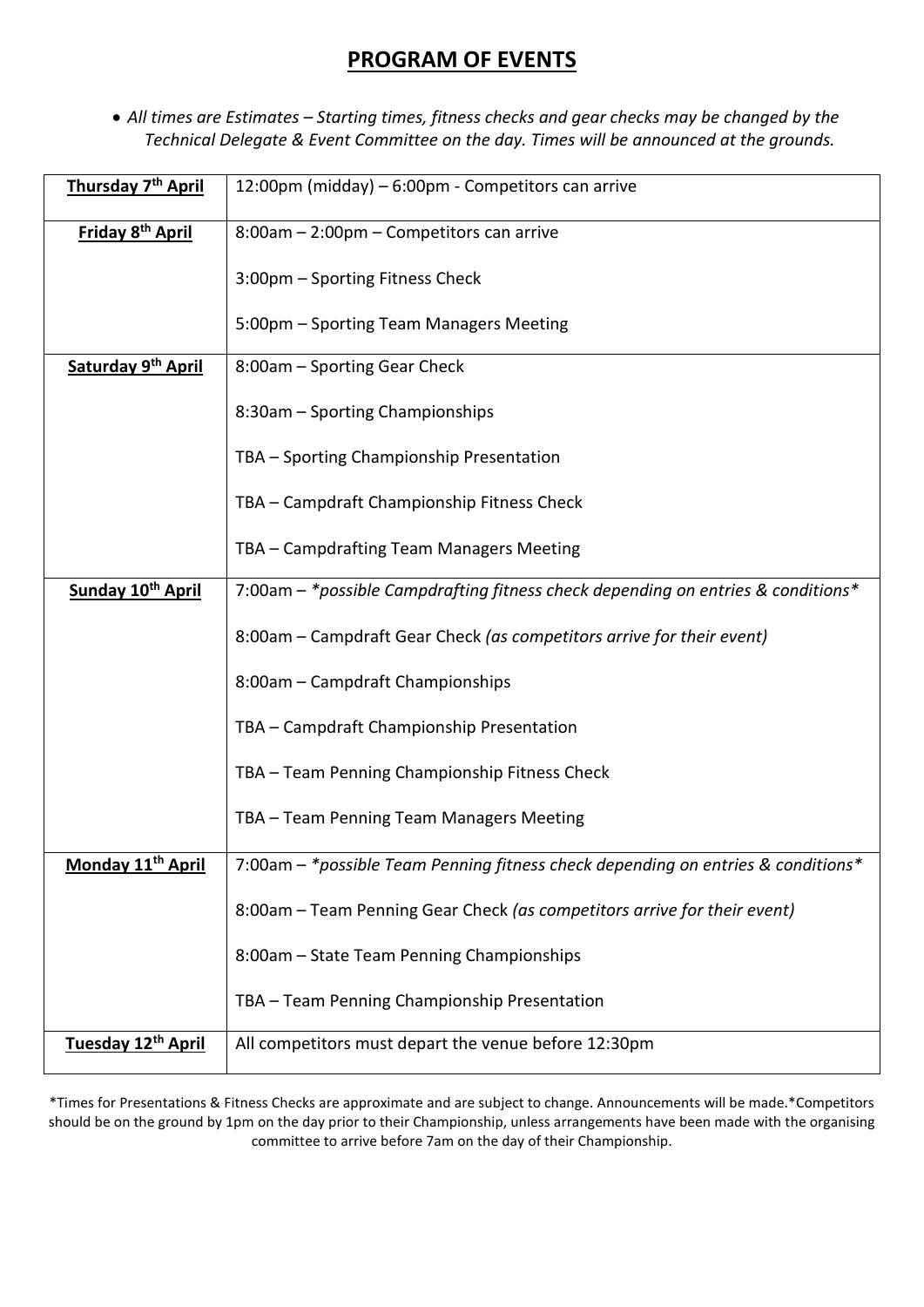# PROGRAM OF EVENTS

- *All times are Estimates – Starting times, fitness checks and gear checks may be changed by the Technical Delegate & Event Committee on the day. Times will be announced at the grounds.*

| Day | Events |
| --- | --- |
| **Thursday 7th April** | 12:00pm (midday) – 6:00pm - Competitors can arrive |
| **Friday 8th April** | 8:00am – 2:00pm – Competitors can arrive<br><br>3:00pm – Sporting Fitness Check<br><br>5:00pm – Sporting Team Managers Meeting |
| **Saturday 9th April** | 8:00am – Sporting Gear Check<br><br>8:30am – Sporting Championships<br><br>TBA – Sporting Championship Presentation<br><br>TBA – Campdraft Championship Fitness Check<br><br>TBA – Campdrafting Team Managers Meeting |
| **Sunday 10th April** | 7:00am – *\*possible Campdrafting fitness check depending on entries & conditions\**<br><br>8:00am – Campdraft Gear Check *(as competitors arrive for their event)*<br><br>8:00am – Campdraft Championships<br><br>TBA – Campdraft Championship Presentation<br><br>TBA – Team Penning Championship Fitness Check<br><br>TBA – Team Penning Team Managers Meeting |
| **Monday 11th April** | 7:00am – *\*possible Team Penning fitness check depending on entries & conditions\**<br><br>8:00am – Team Penning Gear Check *(as competitors arrive for their event)*<br><br>8:00am – State Team Penning Championships<br><br>TBA – Team Penning Championship Presentation |
| **Tuesday 12th April** | All competitors must depart the venue before 12:30pm |

*Times for Presentations & Fitness Checks are approximate and are subject to change. Announcements will be made.*Competitors should be on the ground by 1pm on the day prior to their Championship, unless arrangements have been made with the organising committee to arrive before 7am on the day of their Championship.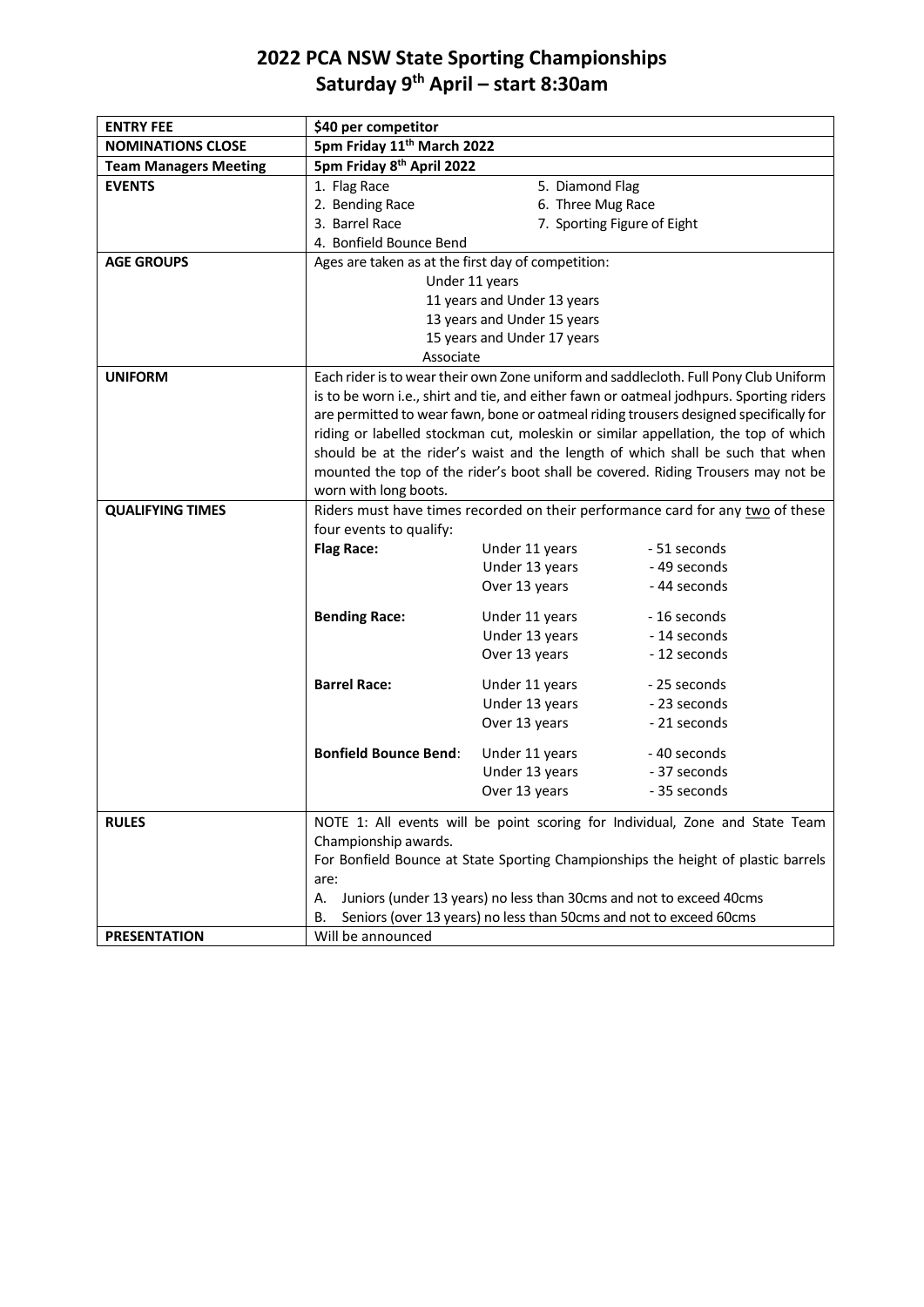# 2022 PCA NSW State Sporting Championships
# Saturday 9th April – start 8:30am

| | |
|---|---|
| **ENTRY FEE** | **$40 per competitor** |
| **NOMINATIONS CLOSE** | **5pm Friday 11th March 2022** |
| **Team Managers Meeting** | **5pm Friday 8th April 2022** |
| **EVENTS** | 1. Flag Race<br>2. Bending Race<br>3. Barrel Race<br>4. Bonfield Bounce Bend<br>5. Diamond Flag<br>6. Three Mug Race<br>7. Sporting Figure of Eight |
| **AGE GROUPS** | Ages are taken as at the first day of competition:<br>Under 11 years<br>11 years and Under 13 years<br>13 years and Under 15 years<br>15 years and Under 17 years<br>Associate |
| **UNIFORM** | Each rider is to wear their own Zone uniform and saddlecloth. Full Pony Club Uniform is to be worn i.e., shirt and tie, and either fawn or oatmeal jodhpurs. Sporting riders are permitted to wear fawn, bone or oatmeal riding trousers designed specifically for riding or labelled stockman cut, moleskin or similar appellation, the top of which should be at the rider's waist and the length of which shall be such that when mounted the top of the rider's boot shall be covered. Riding Trousers may not be worn with long boots. |
| **QUALIFYING TIMES** | Riders must have times recorded on their performance card for any <u>two</u> of these four events to qualify:<br>**Flag Race:** Under 11 years - 51 seconds; Under 13 years - 49 seconds; Over 13 years - 44 seconds<br>**Bending Race:** Under 11 years - 16 seconds; Under 13 years - 14 seconds; Over 13 years - 12 seconds<br>**Barrel Race:** Under 11 years - 25 seconds; Under 13 years - 23 seconds; Over 13 years - 21 seconds<br>**Bonfield Bounce Bend:** Under 11 years - 40 seconds; Under 13 years - 37 seconds; Over 13 years - 35 seconds |
| **RULES** | NOTE 1: All events will be point scoring for Individual, Zone and State Team Championship awards.<br>For Bonfield Bounce at State Sporting Championships the height of plastic barrels are:<br>A. Juniors (under 13 years) no less than 30cms and not to exceed 40cms<br>B. Seniors (over 13 years) no less than 50cms and not to exceed 60cms |
| **PRESENTATION** | Will be announced |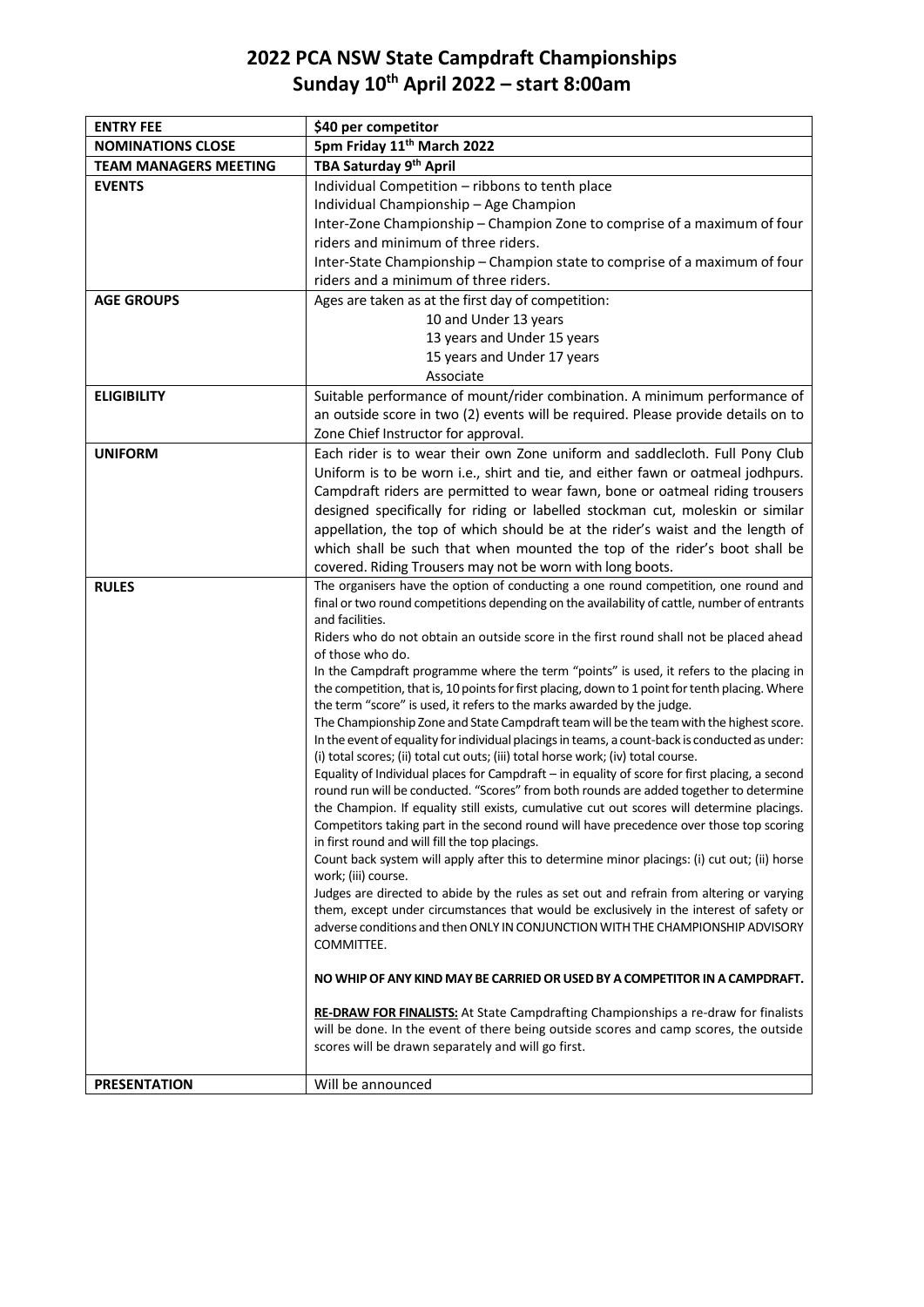# 2022 PCA NSW State Campdraft Championships
## Sunday 10th April 2022 – start 8:00am

| | |
|---|---|
| **ENTRY FEE** | **$40 per competitor** |
| **NOMINATIONS CLOSE** | **5pm Friday 11th March 2022** |
| **TEAM MANAGERS MEETING** | **TBA Saturday 9th April** |
| **EVENTS** | Individual Competition – ribbons to tenth place<br>Individual Championship – Age Champion<br>Inter-Zone Championship – Champion Zone to comprise of a maximum of four riders and minimum of three riders.<br>Inter-State Championship – Champion state to comprise of a maximum of four riders and a minimum of three riders. |
| **AGE GROUPS** | Ages are taken as at the first day of competition:<br>10 and Under 13 years<br>13 years and Under 15 years<br>15 years and Under 17 years<br>Associate |
| **ELIGIBILITY** | Suitable performance of mount/rider combination. A minimum performance of an outside score in two (2) events will be required. Please provide details on to Zone Chief Instructor for approval. |
| **UNIFORM** | Each rider is to wear their own Zone uniform and saddlecloth. Full Pony Club Uniform is to be worn i.e., shirt and tie, and either fawn or oatmeal jodhpurs. Campdraft riders are permitted to wear fawn, bone or oatmeal riding trousers designed specifically for riding or labelled stockman cut, moleskin or similar appellation, the top of which should be at the rider's waist and the length of which shall be such that when mounted the top of the rider's boot shall be covered. Riding Trousers may not be worn with long boots. |
| **RULES** | The organisers have the option of conducting a one round competition, one round and final or two round competitions depending on the availability of cattle, number of entrants and facilities.<br>Riders who do not obtain an outside score in the first round shall not be placed ahead of those who do.<br>In the Campdraft programme where the term "points" is used, it refers to the placing in the competition, that is, 10 points for first placing, down to 1 point for tenth placing. Where the term "score" is used, it refers to the marks awarded by the judge.<br>The Championship Zone and State Campdraft team will be the team with the highest score. In the event of equality for individual placings in teams, a count-back is conducted as under: (i) total scores; (ii) total cut outs; (iii) total horse work; (iv) total course.<br>Equality of Individual places for Campdraft – in equality of score for first placing, a second round run will be conducted. "Scores" from both rounds are added together to determine the Champion. If equality still exists, cumulative cut out scores will determine placings. Competitors taking part in the second round will have precedence over those top scoring in first round and will fill the top placings.<br>Count back system will apply after this to determine minor placings: (i) cut out; (ii) horse work; (iii) course.<br>Judges are directed to abide by the rules as set out and refrain from altering or varying them, except under circumstances that would be exclusively in the interest of safety or adverse conditions and then ONLY IN CONJUNCTION WITH THE CHAMPIONSHIP ADVISORY COMMITTEE.<br><br>**NO WHIP OF ANY KIND MAY BE CARRIED OR USED BY A COMPETITOR IN A CAMPDRAFT.**<br><br>**RE-DRAW FOR FINALISTS:** At State Campdrafting Championships a re-draw for finalists will be done. In the event of there being outside scores and camp scores, the outside scores will be drawn separately and will go first. |
| **PRESENTATION** | Will be announced |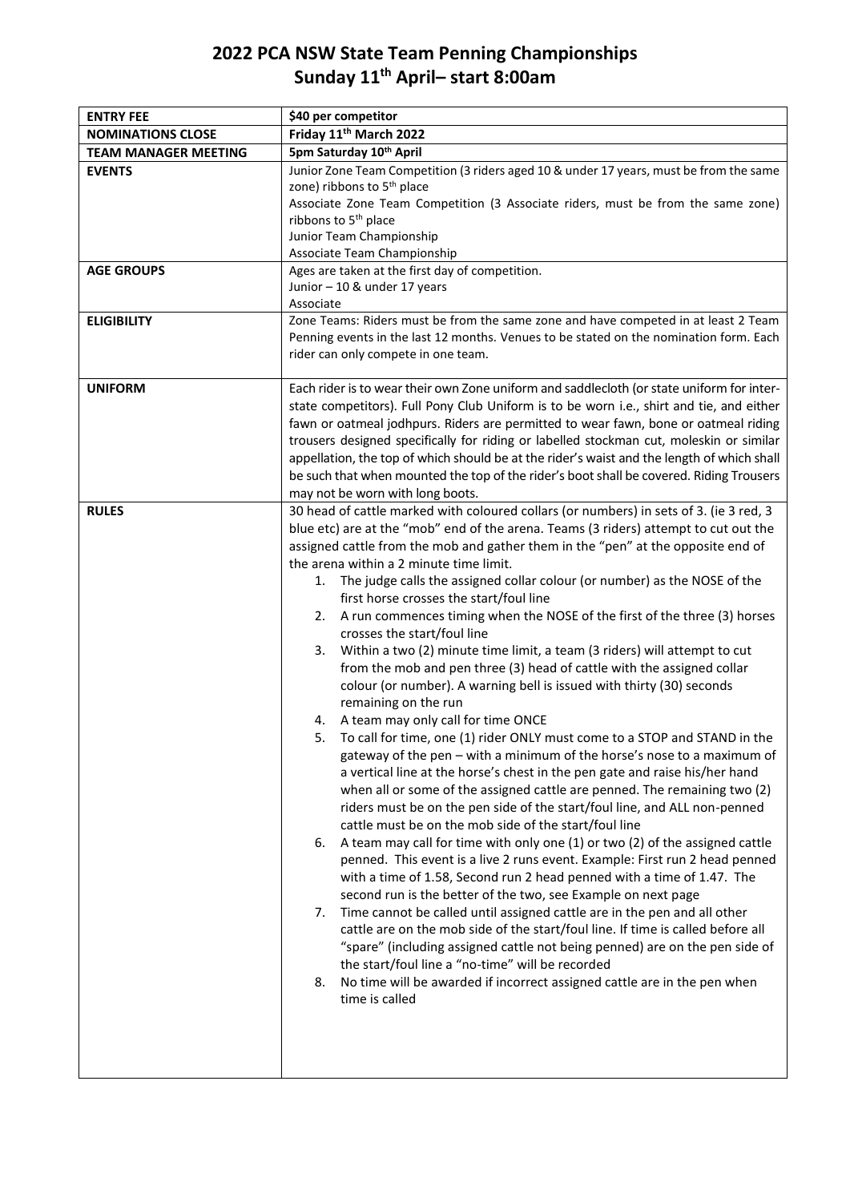# 2022 PCA NSW State Team Penning Championships
## Sunday 11th April– start 8:00am

| | |
|---|---|
| **ENTRY FEE** | **$40 per competitor** |
| **NOMINATIONS CLOSE** | **Friday 11th March 2022** |
| **TEAM MANAGER MEETING** | **5pm Saturday 10th April** |
| **EVENTS** | Junior Zone Team Competition (3 riders aged 10 & under 17 years, must be from the same zone) ribbons to 5th place<br>Associate Zone Team Competition (3 Associate riders, must be from the same zone) ribbons to 5th place<br>Junior Team Championship<br>Associate Team Championship |
| **AGE GROUPS** | Ages are taken at the first day of competition.<br>Junior – 10 & under 17 years<br>Associate |
| **ELIGIBILITY** | Zone Teams: Riders must be from the same zone and have competed in at least 2 Team Penning events in the last 12 months. Venues to be stated on the nomination form. Each rider can only compete in one team. |
| **UNIFORM** | Each rider is to wear their own Zone uniform and saddlecloth (or state uniform for inter-state competitors). Full Pony Club Uniform is to be worn i.e., shirt and tie, and either fawn or oatmeal jodhpurs. Riders are permitted to wear fawn, bone or oatmeal riding trousers designed specifically for riding or labelled stockman cut, moleskin or similar appellation, the top of which should be at the rider's waist and the length of which shall be such that when mounted the top of the rider's boot shall be covered. Riding Trousers may not be worn with long boots. |
| **RULES** | 30 head of cattle marked with coloured collars (or numbers) in sets of 3. (ie 3 red, 3 blue etc) are at the "mob" end of the arena. Teams (3 riders) attempt to cut out the assigned cattle from the mob and gather them in the "pen" at the opposite end of the arena within a 2 minute time limit.<br>1. The judge calls the assigned collar colour (or number) as the NOSE of the first horse crosses the start/foul line<br>2. A run commences timing when the NOSE of the first of the three (3) horses crosses the start/foul line<br>3. Within a two (2) minute time limit, a team (3 riders) will attempt to cut from the mob and pen three (3) head of cattle with the assigned collar colour (or number). A warning bell is issued with thirty (30) seconds remaining on the run<br>4. A team may only call for time ONCE<br>5. To call for time, one (1) rider ONLY must come to a STOP and STAND in the gateway of the pen – with a minimum of the horse's nose to a maximum of a vertical line at the horse's chest in the pen gate and raise his/her hand when all or some of the assigned cattle are penned. The remaining two (2) riders must be on the pen side of the start/foul line, and ALL non-penned cattle must be on the mob side of the start/foul line<br>6. A team may call for time with only one (1) or two (2) of the assigned cattle penned. This event is a live 2 runs event. Example: First run 2 head penned with a time of 1.58, Second run 2 head penned with a time of 1.47. The second run is the better of the two, see Example on next page<br>7. Time cannot be called until assigned cattle are in the pen and all other cattle are on the mob side of the start/foul line. If time is called before all "spare" (including assigned cattle not being penned) are on the pen side of the start/foul line a "no-time" will be recorded<br>8. No time will be awarded if incorrect assigned cattle are in the pen when time is called |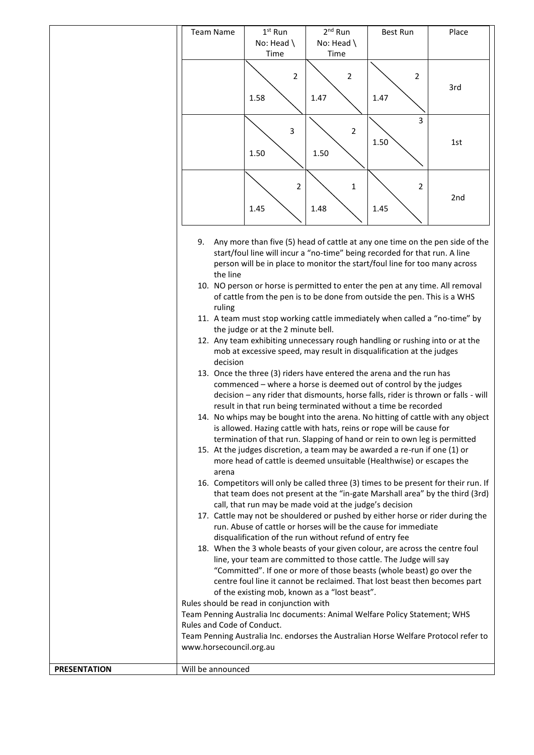| Team Name | 1st Run No: Head \ Time | 2nd Run No: Head \ Time | Best Run | Place |
|---|---|---|---|---|
| | 2 \ 1.58 | 2 \ 1.47 | 2 \ 1.47 | 3rd |
| | 3 \ 1.50 | 2 \ 1.50 | 3 \ 1.50 | 1st |
| | 2 \ 1.45 | 1 \ 1.48 | 2 \ 1.45 | 2nd |

9. Any more than five (5) head of cattle at any one time on the pen side of the start/foul line will incur a "no-time" being recorded for that run. A line person will be in place to monitor the start/foul line for too many across the line
10. NO person or horse is permitted to enter the pen at any time. All removal of cattle from the pen is to be done from outside the pen. This is a WHS ruling
11. A team must stop working cattle immediately when called a "no-time" by the judge or at the 2 minute bell.
12. Any team exhibiting unnecessary rough handling or rushing into or at the mob at excessive speed, may result in disqualification at the judges decision
13. Once the three (3) riders have entered the arena and the run has commenced – where a horse is deemed out of control by the judges decision – any rider that dismounts, horse falls, rider is thrown or falls - will result in that run being terminated without a time be recorded
14. No whips may be bought into the arena. No hitting of cattle with any object is allowed. Hazing cattle with hats, reins or rope will be cause for termination of that run. Slapping of hand or rein to own leg is permitted
15. At the judges discretion, a team may be awarded a re-run if one (1) or more head of cattle is deemed unsuitable (Healthwise) or escapes the arena
16. Competitors will only be called three (3) times to be present for their run. If that team does not present at the "in-gate Marshall area" by the third (3rd) call, that run may be made void at the judge's decision
17. Cattle may not be shouldered or pushed by either horse or rider during the run. Abuse of cattle or horses will be the cause for immediate disqualification of the run without refund of entry fee
18. When the 3 whole beasts of your given colour, are across the centre foul line, your team are committed to those cattle. The Judge will say "Committed". If one or more of those beasts (whole beast) go over the centre foul line it cannot be reclaimed. That lost beast then becomes part of the existing mob, known as a "lost beast".

Rules should be read in conjunction with
Team Penning Australia Inc documents: Animal Welfare Policy Statement; WHS Rules and Code of Conduct.
Team Penning Australia Inc. endorses the Australian Horse Welfare Protocol refer to www.horsecouncil.org.au

| | |
|---|---|
| **PRESENTATION** | Will be announced |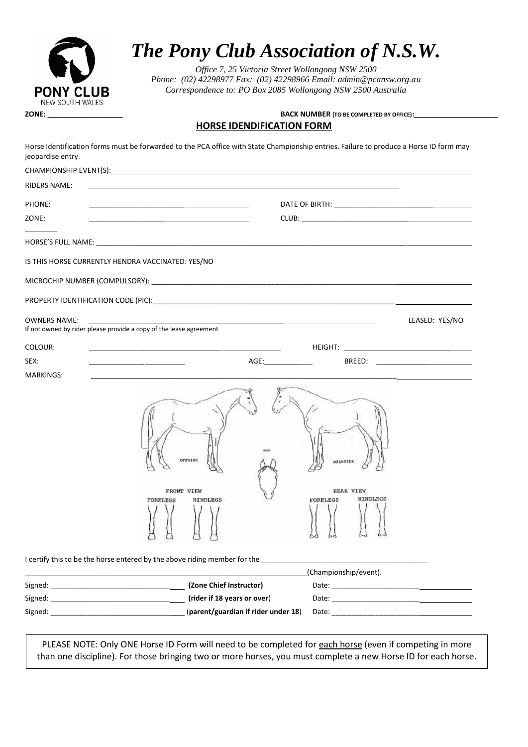# *The Pony Club Association of N.S.W.*

*Office 7, 25 Victoria Street Wollongong NSW 2500*
*Phone: (02) 42298977 Fax: (02) 42298966 Email: admin@pcansw.org.au*
*Correspondence to: PO Box 2085 Wollongong NSW 2500 Australia*

**ZONE:** ___________________ **BACK NUMBER (TO BE COMPLETED BY OFFICE):** ______________________

## HORSE IDENDIFICATION FORM

Horse Identification forms must be forwarded to the PCA office with State Championship entries. Failure to produce a Horse ID form may jeopardise entry.

CHAMPIONSHIP EVENT(S): ______________________________________________

RIDERS NAME: ______________________________________________

PHONE: ______________________ DATE OF BIRTH: ______________________

ZONE: ______________________ CLUB: ______________________

HORSE'S FULL NAME: ______________________________________________

IS THIS HORSE CURRENTLY HENDRA VACCINATED: YES/NO

MICROCHIP NUMBER (COMPULSORY): ______________________________________________

PROPERTY IDENTIFICATION CODE (PIC): ______________________________________________

OWNERS NAME: ______________________________________________ LEASED: YES/NO

If not owned by rider please provide a copy of the lease agreement

COLOUR: ______________________ HEIGHT: ______________________

SEX: ______________ AGE: ____________ BREED: ______________

MARKINGS: ______________________________________________

OFFSIDE

HEAD

NEARSIDE

FRONT VIEW
FORELEGS HINDLEGS

REAR VIEW
FORELEGS HINDLEGS

I certify this to be the horse entered by the above riding member for the ______________________________________________

______________________________________________(Championship/event).

Signed: ______________________________ **(Zone Chief Instructor)** Date: ______________________

Signed: ______________________________ **(rider if 18 years or over)** Date: ______________________

Signed: ______________________________ (**parent/guardian if rider under 18**) Date: ______________________

PLEASE NOTE: Only ONE Horse ID Form will need to be completed for <u>each horse</u> (even if competing in more than one discipline). For those bringing two or more horses, you must complete a new Horse ID for each horse.